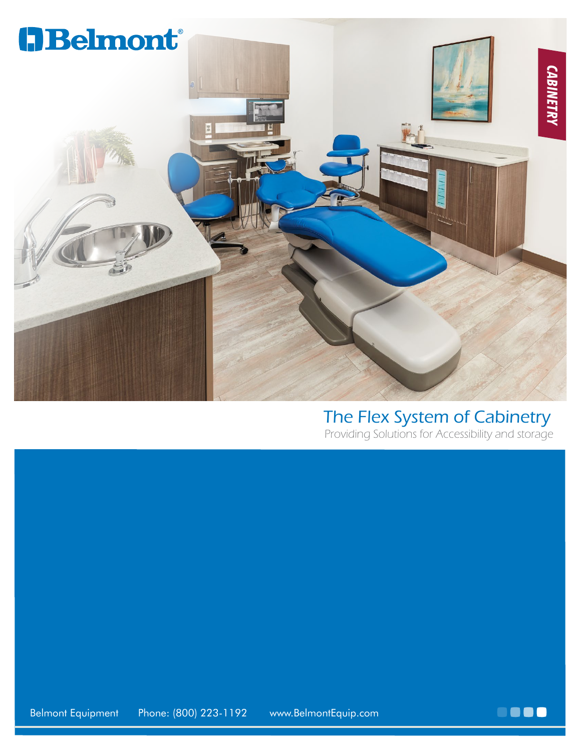# Belmont®

CABINETRY

## The Flex System of Cabinetry

*Providing Solutions for Accessibility and storage*

Belmont Equipment Phone: (800) 223-1192 www.BelmontEquip.com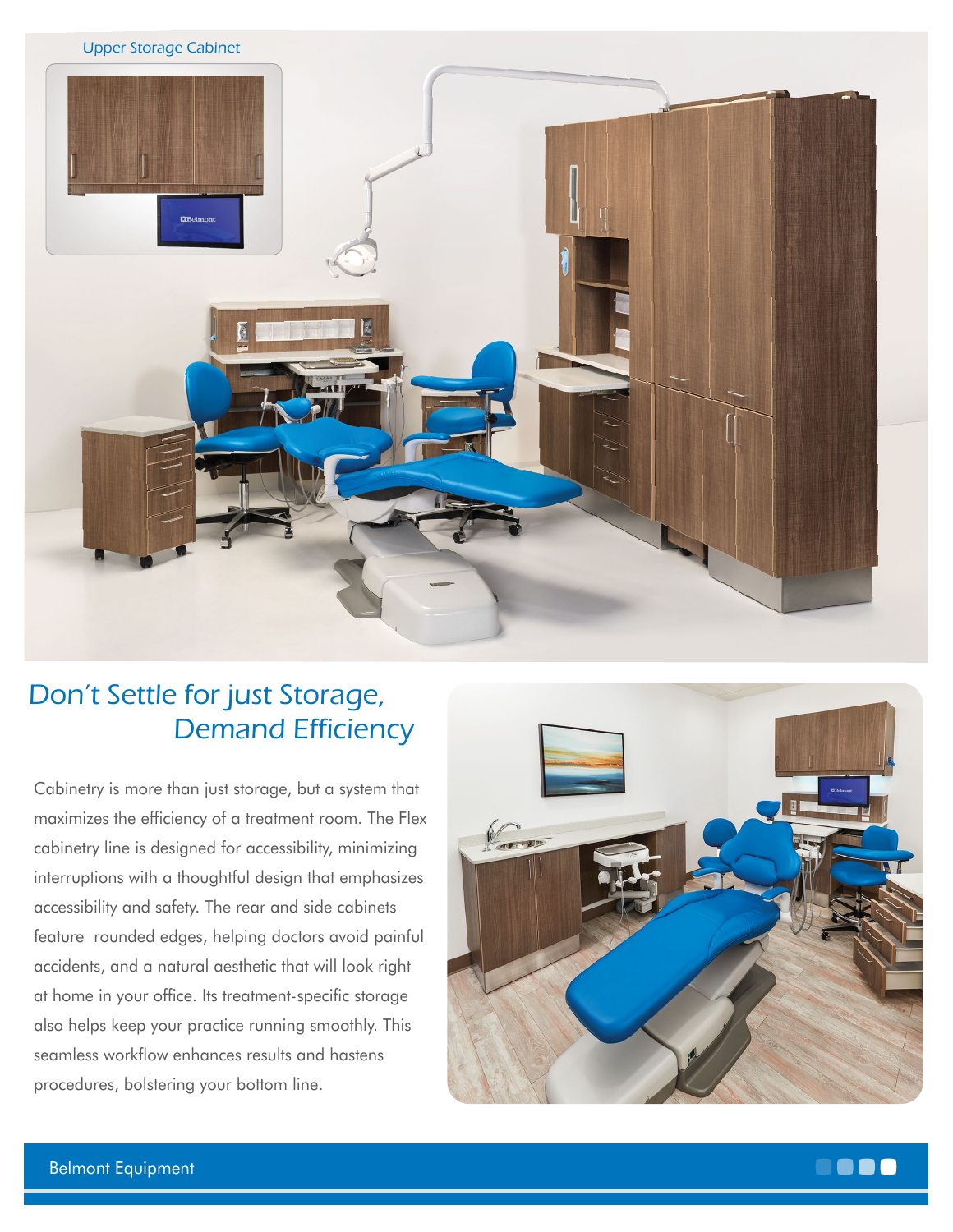Upper Storage Cabinet

## Don't Settle for just Storage, Demand Efficiency

Cabinetry is more than just storage, but a system that maximizes the efficiency of a treatment room. The Flex cabinetry line is designed for accessibility, minimizing interruptions with a thoughtful design that emphasizes accessibility and safety. The rear and side cabinets feature rounded edges, helping doctors avoid painful accidents, and a natural aesthetic that will look right at home in your office. Its treatment-specific storage also helps keep your practice running smoothly. This seamless workflow enhances results and hastens procedures, bolstering your bottom line.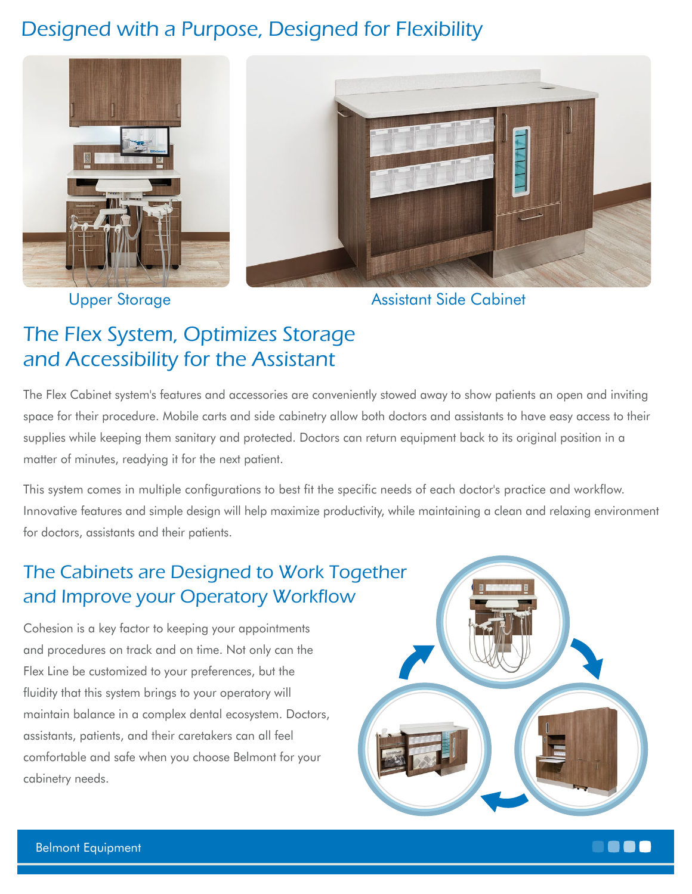# Designed with a Purpose, Designed for Flexibility

Upper Storage

Assistant Side Cabinet

## The Flex System, Optimizes Storage and Accessibility for the Assistant

The Flex Cabinet system's features and accessories are conveniently stowed away to show patients an open and inviting space for their procedure. Mobile carts and side cabinetry allow both doctors and assistants to have easy access to their supplies while keeping them sanitary and protected. Doctors can return equipment back to its original position in a matter of minutes, readying it for the next patient.

This system comes in multiple configurations to best fit the specific needs of each doctor's practice and workflow. Innovative features and simple design will help maximize productivity, while maintaining a clean and relaxing environment for doctors, assistants and their patients.

## The Cabinets are Designed to Work Together and Improve your Operatory Workflow

Cohesion is a key factor to keeping your appointments and procedures on track and on time. Not only can the Flex Line be customized to your preferences, but the fluidity that this system brings to your operatory will maintain balance in a complex dental ecosystem. Doctors, assistants, patients, and their caretakers can all feel comfortable and safe when you choose Belmont for your cabinetry needs.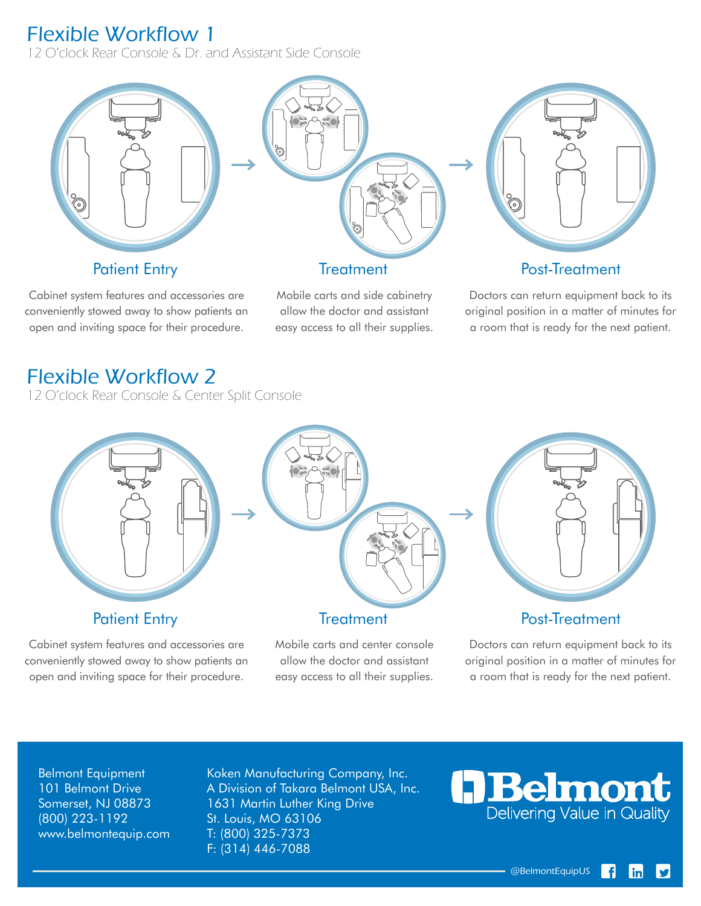# Flexible Workflow 1

12 O'clock Rear Console & Dr. and Assistant Side Console

### Patient Entry

Cabinet system features and accessories are conveniently stowed away to show patients an open and inviting space for their procedure.

### Treatment

Mobile carts and side cabinetry allow the doctor and assistant easy access to all their supplies.

### Post-Treatment

Doctors can return equipment back to its original position in a matter of minutes for a room that is ready for the next patient.

# Flexible Workflow 2

12 O'clock Rear Console & Center Split Console

### Patient Entry

Cabinet system features and accessories are conveniently stowed away to show patients an open and inviting space for their procedure.

### Treatment

Mobile carts and center console allow the doctor and assistant easy access to all their supplies.

### Post-Treatment

Doctors can return equipment back to its original position in a matter of minutes for a room that is ready for the next patient.

Belmont Equipment
101 Belmont Drive
Somerset, NJ 08873
(800) 223-1192
www.belmontequip.com

Koken Manufacturing Company, Inc.
A Division of Takara Belmont USA, Inc.
1631 Martin Luther King Drive
St. Louis, MO 63106
T: (800) 325-7373
F: (314) 446-7088

Belmont
Delivering Value in Quality

@BelmontEquipUS